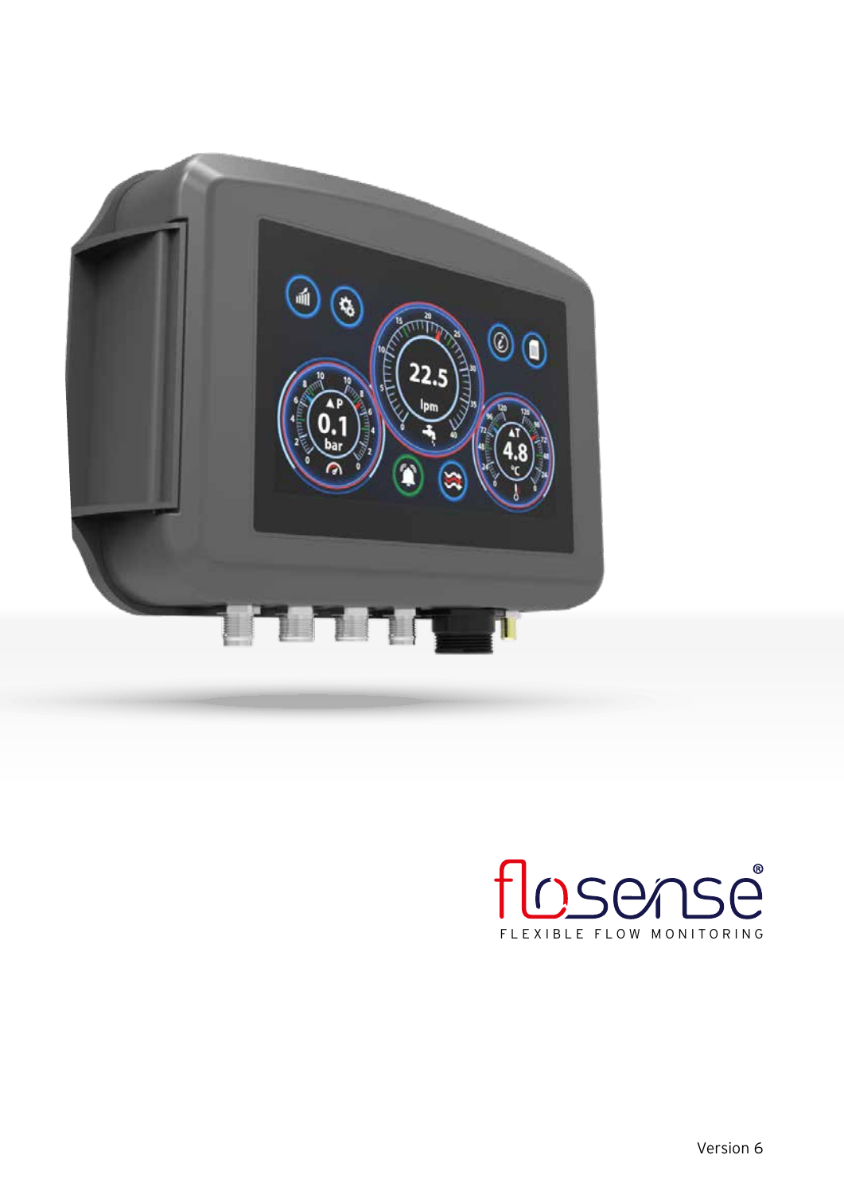flosense®

FLEXIBLE FLOW MONITORING

Version 6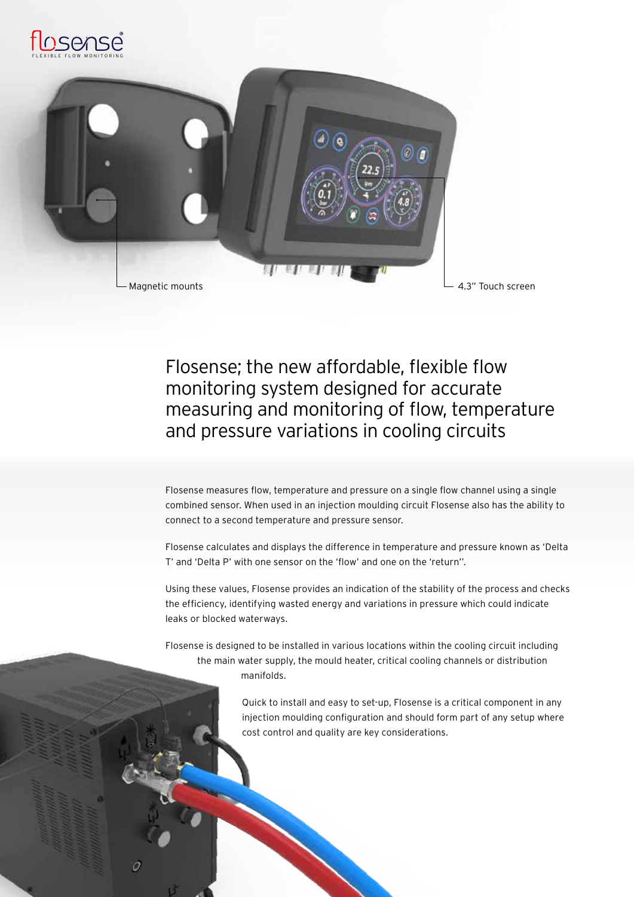Magnetic mounts

4.3" Touch screen

# Flosense; the new affordable, flexible flow monitoring system designed for accurate measuring and monitoring of flow, temperature and pressure variations in cooling circuits

Flosense measures flow, temperature and pressure on a single flow channel using a single combined sensor. When used in an injection moulding circuit Flosense also has the ability to connect to a second temperature and pressure sensor.

Flosense calculates and displays the difference in temperature and pressure known as 'Delta T' and 'Delta P' with one sensor on the 'flow' and one on the 'return''.

Using these values, Flosense provides an indication of the stability of the process and checks the efficiency, identifying wasted energy and variations in pressure which could indicate leaks or blocked waterways.

Flosense is designed to be installed in various locations within the cooling circuit including the main water supply, the mould heater, critical cooling channels or distribution manifolds.

Quick to install and easy to set-up, Flosense is a critical component in any injection moulding configuration and should form part of any setup where cost control and quality are key considerations.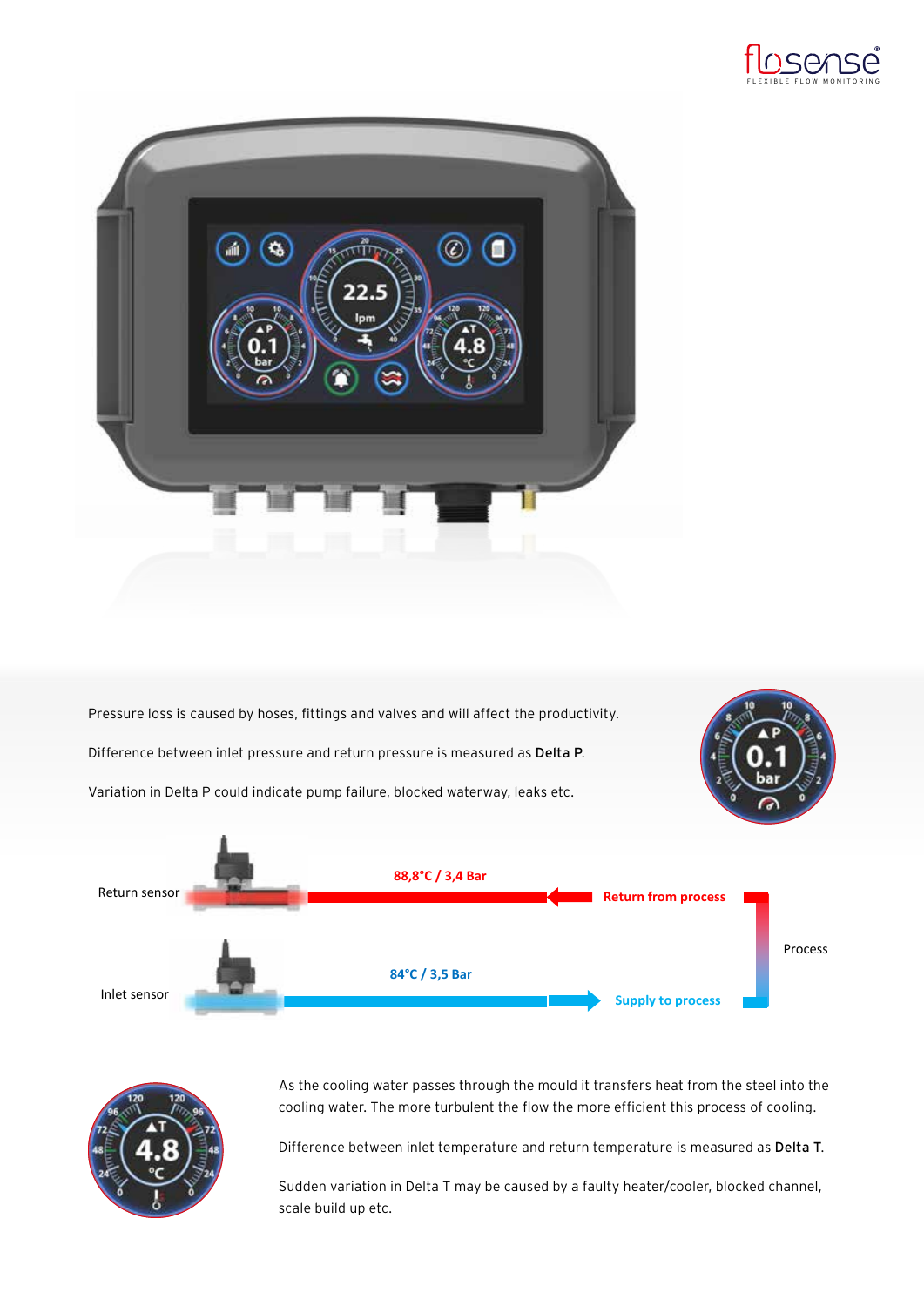Pressure loss is caused by hoses, fittings and valves and will affect the productivity.

Difference between inlet pressure and return pressure is measured as **Delta P**.

Variation in Delta P could indicate pump failure, blocked waterway, leaks etc.

Return sensor

88,8°C / 3,4 Bar

Return from process

Process

Inlet sensor

84°C / 3,5 Bar

Supply to process

As the cooling water passes through the mould it transfers heat from the steel into the cooling water. The more turbulent the flow the more efficient this process of cooling.

Difference between inlet temperature and return temperature is measured as **Delta T**.

Sudden variation in Delta T may be caused by a faulty heater/cooler, blocked channel, scale build up etc.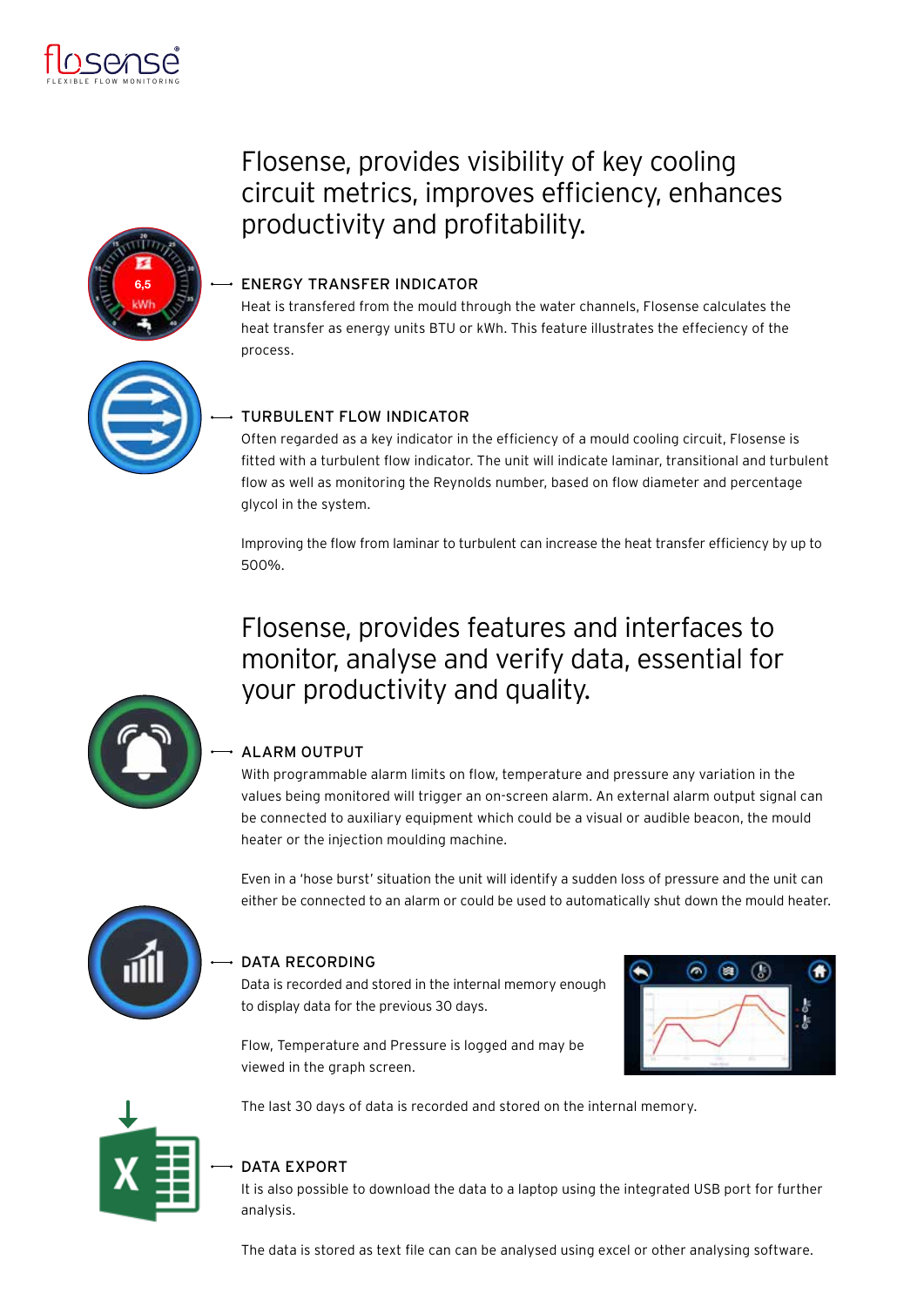## Flosense, provides visibility of key cooling circuit metrics, improves efficiency, enhances productivity and profitability.

### ENERGY TRANSFER INDICATOR

Heat is transfered from the mould through the water channels, Flosense calculates the heat transfer as energy units BTU or kWh. This feature illustrates the effeciency of the process.

### TURBULENT FLOW INDICATOR

Often regarded as a key indicator in the efficiency of a mould cooling circuit, Flosense is fitted with a turbulent flow indicator. The unit will indicate laminar, transitional and turbulent flow as well as monitoring the Reynolds number, based on flow diameter and percentage glycol in the system.

Improving the flow from laminar to turbulent can increase the heat transfer efficiency by up to 500%.

## Flosense, provides features and interfaces to monitor, analyse and verify data, essential for your productivity and quality.

### ALARM OUTPUT

With programmable alarm limits on flow, temperature and pressure any variation in the values being monitored will trigger an on-screen alarm. An external alarm output signal can be connected to auxiliary equipment which could be a visual or audible beacon, the mould heater or the injection moulding machine.

Even in a 'hose burst' situation the unit will identify a sudden loss of pressure and the unit can either be connected to an alarm or could be used to automatically shut down the mould heater.

### DATA RECORDING

Data is recorded and stored in the internal memory enough to display data for the previous 30 days.

Flow, Temperature and Pressure is logged and may be viewed in the graph screen.

The last 30 days of data is recorded and stored on the internal memory.

### DATA EXPORT

It is also possible to download the data to a laptop using the integrated USB port for further analysis.

The data is stored as text file can can be analysed using excel or other analysing software.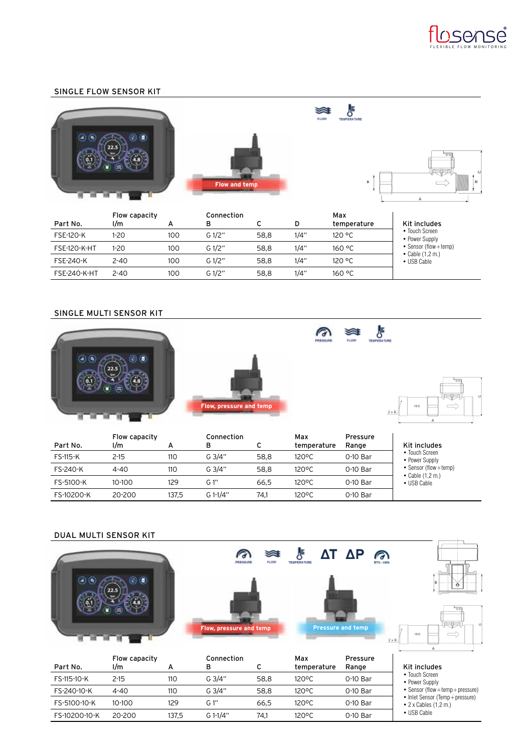## SINGLE FLOW SENSOR KIT

Flow and temp

| Part No. | Flow capacity l/m | A | Connection B | C | D | Max temperature |
|---|---|---|---|---|---|---|
| FSE-120-K | 1-20 | 100 | G 1/2" | 58,8 | 1/4" | 120 °C |
| FSE-120-K-HT | 1-20 | 100 | G 1/2" | 58,8 | 1/4" | 160 °C |
| FSE-240-K | 2-40 | 100 | G 1/2" | 58,8 | 1/4" | 120 °C |
| FSE-240-K-HT | 2-40 | 100 | G 1/2" | 58,8 | 1/4" | 160 °C |

**Kit includes**
- Touch Screen
- Power Supply
- Sensor (flow+temp)
- Cable (1,2 m.)
- USB Cable

## SINGLE MULTI SENSOR KIT

Flow, pressure and temp

| Part No. | Flow capacity l/m | A | Connection B | C | Max temperature | Pressure Range |
|---|---|---|---|---|---|---|
| FS-115-K | 2-15 | 110 | G 3/4" | 58,8 | 120ºC | 0-10 Bar |
| FS-240-K | 4-40 | 110 | G 3/4" | 58,8 | 120ºC | 0-10 Bar |
| FS-5100-K | 10-100 | 129 | G 1" | 66,5 | 120ºC | 0-10 Bar |
| FS-10200-K | 20-200 | 137,5 | G 1-1/4" | 74,1 | 120ºC | 0-10 Bar |

**Kit includes**
- Touch Screen
- Power Supply
- Sensor (flow+temp)
- Cable (1,2 m.)
- USB Cable

## DUAL MULTI SENSOR KIT

ΔT ΔP

Flow, pressure and temp

Pressure and temp

| Part No. | Flow capacity l/m | A | Connection B | C | Max temperature | Pressure Range |
|---|---|---|---|---|---|---|
| FS-115-10-K | 2-15 | 110 | G 3/4" | 58,8 | 120ºC | 0-10 Bar |
| FS-240-10-K | 4-40 | 110 | G 3/4" | 58,8 | 120ºC | 0-10 Bar |
| FS-5100-10-K | 10-100 | 129 | G 1" | 66,5 | 120ºC | 0-10 Bar |
| FS-10200-10-K | 20-200 | 137,5 | G 1-1/4" | 74,1 | 120ºC | 0-10 Bar |

**Kit includes**
- Touch Screen
- Power Supply
- Sensor (flow+temp+pressure)
- Inlet Sensor (Temp+pressure)
- 2 x Cables (1,2 m.)
- USB Cable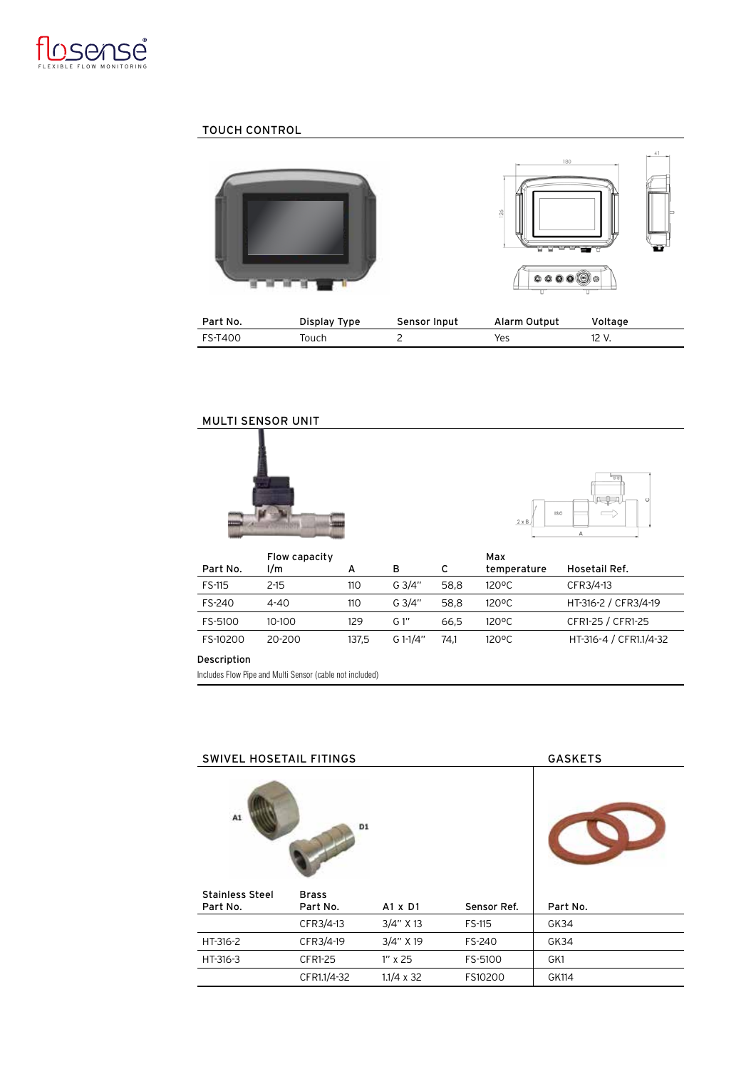## TOUCH CONTROL

| Part No. | Display Type | Sensor Input | Alarm Output | Voltage |
|---|---|---|---|---|
| FS-T400 | Touch | 2 | Yes | 12 V. |

## MULTI SENSOR UNIT

| Part No. | Flow capacity l/m | A | B | C | Max temperature | Hosetail Ref. |
|---|---|---|---|---|---|---|
| FS-115 | 2-15 | 110 | G 3/4" | 58,8 | 120°C | CFR3/4-13 |
| FS-240 | 4-40 | 110 | G 3/4" | 58,8 | 120°C | HT-316-2 / CFR3/4-19 |
| FS-5100 | 10-100 | 129 | G 1" | 66,5 | 120°C | CFR1-25 / CFR1-25 |
| FS-10200 | 20-200 | 137,5 | G 1-1/4" | 74,1 | 120°C | HT-316-4 / CFR1.1/4-32 |

**Description**

Includes Flow Pipe and Multi Sensor (cable not included)

## SWIVEL HOSETAIL FITTINGS

## GASKETS

| Stainless Steel Part No. | Brass Part No. | A1 x D1 | Sensor Ref. | Part No. |
|---|---|---|---|---|
| | CFR3/4-13 | 3/4" X 13 | FS-115 | GK34 |
| HT-316-2 | CFR3/4-19 | 3/4" X 19 | FS-240 | GK34 |
| HT-316-3 | CFR1-25 | 1" x 25 | FS-5100 | GK1 |
| | CFR1.1/4-32 | 1.1/4 x 32 | FS10200 | GK114 |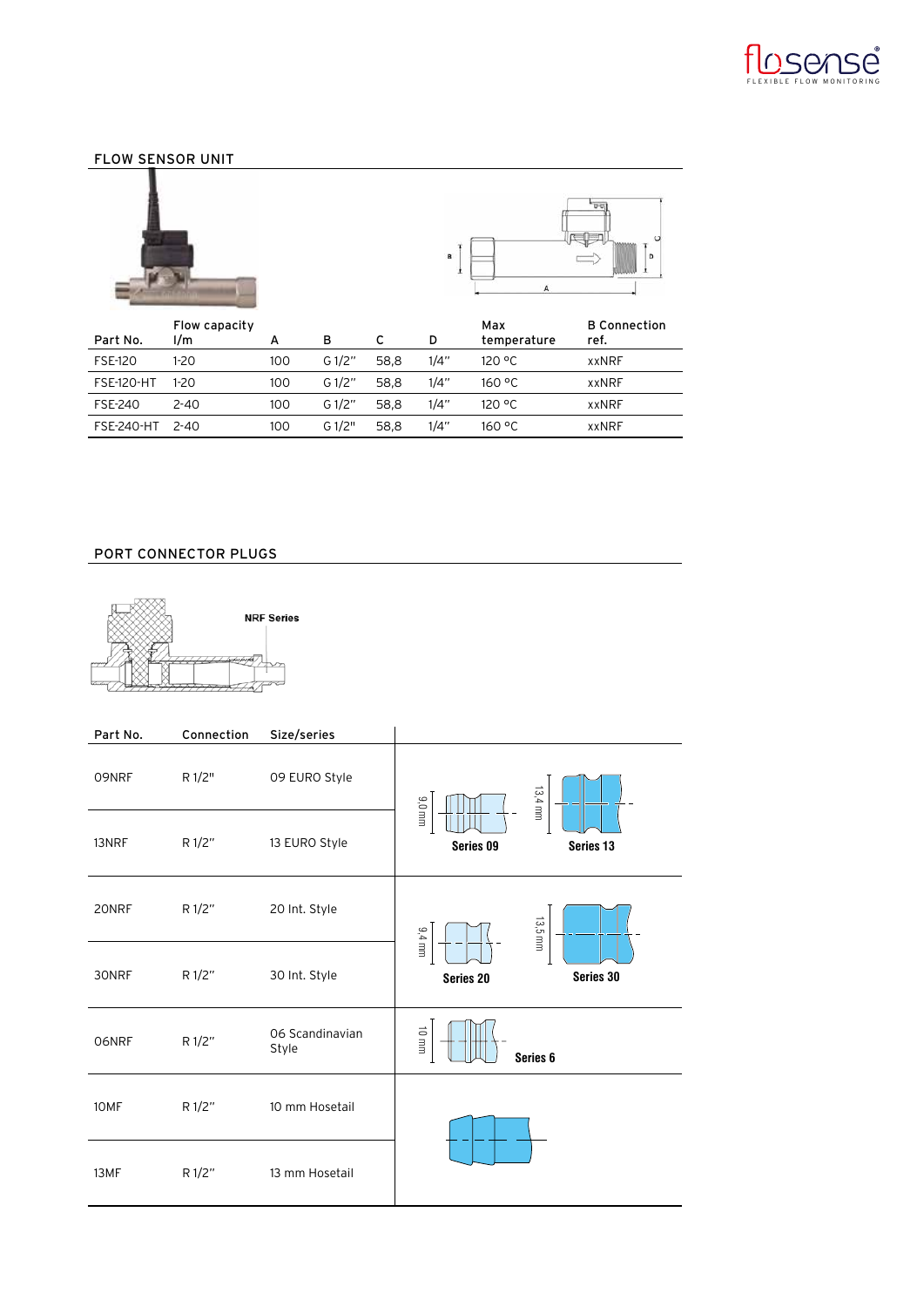## FLOW SENSOR UNIT

| Part No. | Flow capacity l/m | A | B | C | D | Max temperature | B Connection ref. |
|---|---|---|---|---|---|---|---|
| FSE-120 | 1-20 | 100 | G 1/2" | 58,8 | 1/4" | 120 °C | xxNRF |
| FSE-120-HT | 1-20 | 100 | G 1/2" | 58,8 | 1/4" | 160 °C | xxNRF |
| FSE-240 | 2-40 | 100 | G 1/2" | 58,8 | 1/4" | 120 °C | xxNRF |
| FSE-240-HT | 2-40 | 100 | G 1/2" | 58,8 | 1/4" | 160 °C | xxNRF |

## PORT CONNECTOR PLUGS

NRF Series

| Part No. | Connection | Size/series | |
|---|---|---|---|
| 09NRF | R 1/2" | 09 EURO Style | 9,0 mm Series 09 / 13,4 mm Series 13 |
| 13NRF | R 1/2" | 13 EURO Style | |
| 20NRF | R 1/2" | 20 Int. Style | 9,4 mm Series 20 / 13,5 mm Series 30 |
| 30NRF | R 1/2" | 30 Int. Style | |
| 06NRF | R 1/2" | 06 Scandinavian Style | 10 mm Series 6 |
| 10MF | R 1/2" | 10 mm Hosetail | |
| 13MF | R 1/2" | 13 mm Hosetail | |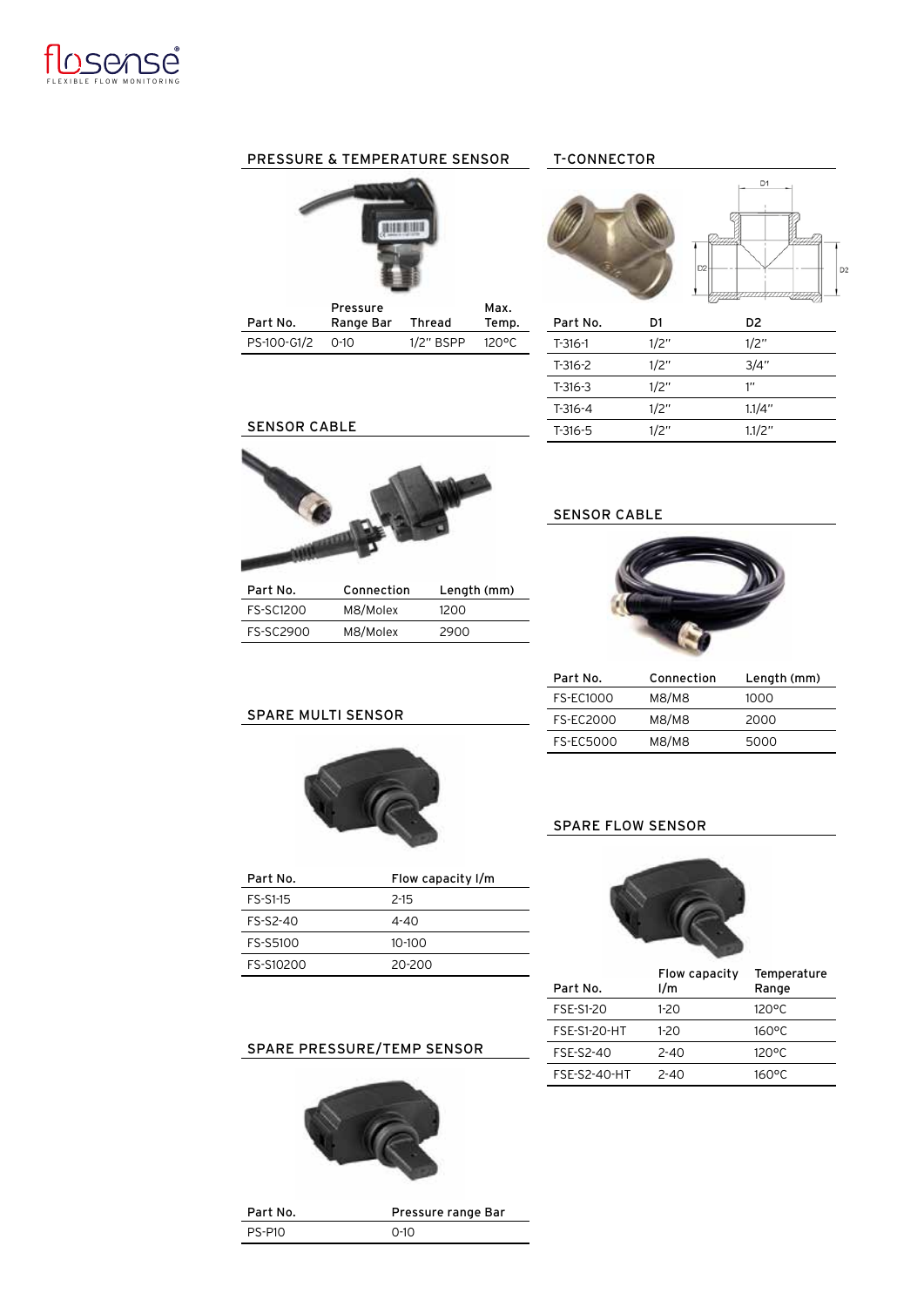## PRESSURE & TEMPERATURE SENSOR

| Part No. | Pressure Range Bar | Thread | Max. Temp. |
|---|---|---|---|
| PS-100-G1/2 | 0-10 | 1/2" BSPP | 120°C |

## T-CONNECTOR

D1

D2

D2

| Part No. | D1 | D2 |
|---|---|---|
| T-316-1 | 1/2" | 1/2" |
| T-316-2 | 1/2" | 3/4" |
| T-316-3 | 1/2" | 1" |
| T-316-4 | 1/2" | 1.1/4" |
| T-316-5 | 1/2" | 1.1/2" |

## SENSOR CABLE

| Part No. | Connection | Length (mm) |
|---|---|---|
| FS-SC1200 | M8/Molex | 1200 |
| FS-SC2900 | M8/Molex | 2900 |

## SENSOR CABLE

| Part No. | Connection | Length (mm) |
|---|---|---|
| FS-EC1000 | M8/M8 | 1000 |
| FS-EC2000 | M8/M8 | 2000 |
| FS-EC5000 | M8/M8 | 5000 |

## SPARE MULTI SENSOR

| Part No. | Flow capacity l/m |
|---|---|
| FS-S1-15 | 2-15 |
| FS-S2-40 | 4-40 |
| FS-S5100 | 10-100 |
| FS-S10200 | 20-200 |

## SPARE FLOW SENSOR

| Part No. | Flow capacity l/m | Temperature Range |
|---|---|---|
| FSE-S1-20 | 1-20 | 120°C |
| FSE-S1-20-HT | 1-20 | 160°C |
| FSE-S2-40 | 2-40 | 120°C |
| FSE-S2-40-HT | 2-40 | 160°C |

## SPARE PRESSURE/TEMP SENSOR

| Part No. | Pressure range Bar |
|---|---|
| PS-P10 | 0-10 |